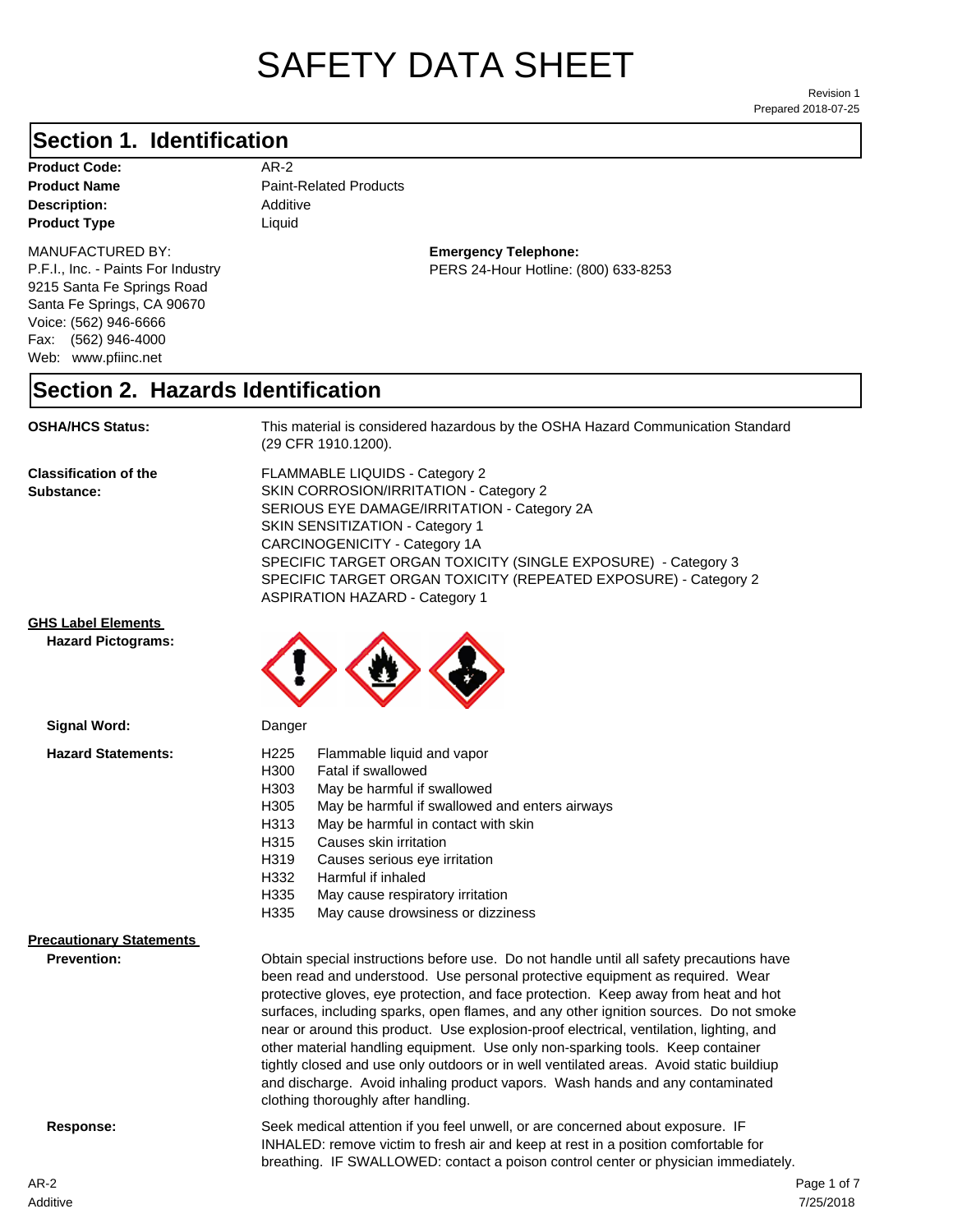# SAFETY DATA SHEET

Revision 1
Prepared 2018-07-25

## Section 1. Identification

**Product Code:** AR-2
**Product Name** Paint-Related Products
**Description:** Additive
**Product Type** Liquid

MANUFACTURED BY:
P.F.I., Inc. - Paints For Industry
9215 Santa Fe Springs Road
Santa Fe Springs, CA 90670
Voice: (562) 946-6666
Fax: (562) 946-4000
Web: www.pfiinc.net

**Emergency Telephone:**
PERS 24-Hour Hotline: (800) 633-8253

## Section 2. Hazards Identification

**OSHA/HCS Status:** This material is considered hazardous by the OSHA Hazard Communication Standard (29 CFR 1910.1200).

**Classification of the Substance:**
FLAMMABLE LIQUIDS - Category 2
SKIN CORROSION/IRRITATION - Category 2
SERIOUS EYE DAMAGE/IRRITATION - Category 2A
SKIN SENSITIZATION - Category 1
CARCINOGENICITY - Category 1A
SPECIFIC TARGET ORGAN TOXICITY (SINGLE EXPOSURE) - Category 3
SPECIFIC TARGET ORGAN TOXICITY (REPEATED EXPOSURE) - Category 2
ASPIRATION HAZARD - Category 1

**GHS Label Elements**

**Hazard Pictograms:**

**Signal Word:** Danger

**Hazard Statements:**

| | |
|---|---|
| H225 | Flammable liquid and vapor |
| H300 | Fatal if swallowed |
| H303 | May be harmful if swallowed |
| H305 | May be harmful if swallowed and enters airways |
| H313 | May be harmful in contact with skin |
| H315 | Causes skin irritation |
| H319 | Causes serious eye irritation |
| H332 | Harmful if inhaled |
| H335 | May cause respiratory irritation |
| H335 | May cause drowsiness or dizziness |

**Precautionary Statements**

**Prevention:** Obtain special instructions before use. Do not handle until all safety precautions have been read and understood. Use personal protective equipment as required. Wear protective gloves, eye protection, and face protection. Keep away from heat and hot surfaces, including sparks, open flames, and any other ignition sources. Do not smoke near or around this product. Use explosion-proof electrical, ventilation, lighting, and other material handling equipment. Use only non-sparking tools. Keep container tightly closed and use only outdoors or in well ventilated areas. Avoid static buildiup and discharge. Avoid inhaling product vapors. Wash hands and any contaminated clothing thoroughly after handling.

**Response:** Seek medical attention if you feel unwell, or are concerned about exposure. IF INHALED: remove victim to fresh air and keep at rest in a position comfortable for breathing. IF SWALLOWED: contact a poison control center or physician immediately.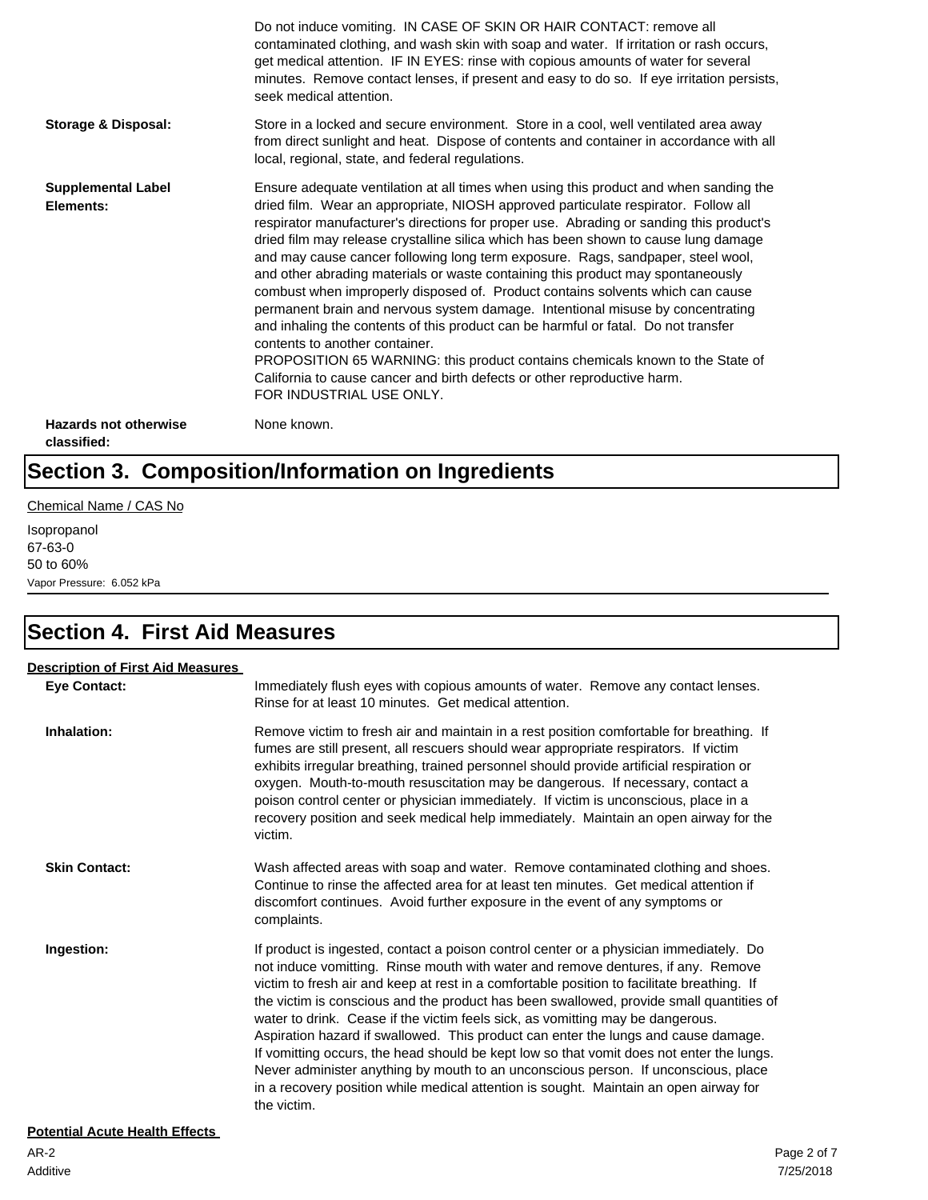Do not induce vomiting. IN CASE OF SKIN OR HAIR CONTACT: remove all contaminated clothing, and wash skin with soap and water. If irritation or rash occurs, get medical attention. IF IN EYES: rinse with copious amounts of water for several minutes. Remove contact lenses, if present and easy to do so. If eye irritation persists, seek medical attention.

**Storage & Disposal:** Store in a locked and secure environment. Store in a cool, well ventilated area away from direct sunlight and heat. Dispose of contents and container in accordance with all local, regional, state, and federal regulations.

**Supplemental Label Elements:** Ensure adequate ventilation at all times when using this product and when sanding the dried film. Wear an appropriate, NIOSH approved particulate respirator. Follow all respirator manufacturer's directions for proper use. Abrading or sanding this product's dried film may release crystalline silica which has been shown to cause lung damage and may cause cancer following long term exposure. Rags, sandpaper, steel wool, and other abrading materials or waste containing this product may spontaneously combust when improperly disposed of. Product contains solvents which can cause permanent brain and nervous system damage. Intentional misuse by concentrating and inhaling the contents of this product can be harmful or fatal. Do not transfer contents to another container.
PROPOSITION 65 WARNING: this product contains chemicals known to the State of California to cause cancer and birth defects or other reproductive harm.
FOR INDUSTRIAL USE ONLY.

**Hazards not otherwise classified:** None known.

# Section 3. Composition/Information on Ingredients

Chemical Name / CAS No

Isopropanol
67-63-0
50 to 60%
Vapor Pressure: 6.052 kPa

# Section 4. First Aid Measures

**Description of First Aid Measures**

**Eye Contact:** Immediately flush eyes with copious amounts of water. Remove any contact lenses. Rinse for at least 10 minutes. Get medical attention.

**Inhalation:** Remove victim to fresh air and maintain in a rest position comfortable for breathing. If fumes are still present, all rescuers should wear appropriate respirators. If victim exhibits irregular breathing, trained personnel should provide artificial respiration or oxygen. Mouth-to-mouth resuscitation may be dangerous. If necessary, contact a poison control center or physician immediately. If victim is unconscious, place in a recovery position and seek medical help immediately. Maintain an open airway for the victim.

**Skin Contact:** Wash affected areas with soap and water. Remove contaminated clothing and shoes. Continue to rinse the affected area for at least ten minutes. Get medical attention if discomfort continues. Avoid further exposure in the event of any symptoms or complaints.

**Ingestion:** If product is ingested, contact a poison control center or a physician immediately. Do not induce vomitting. Rinse mouth with water and remove dentures, if any. Remove victim to fresh air and keep at rest in a comfortable position to facilitate breathing. If the victim is conscious and the product has been swallowed, provide small quantities of water to drink. Cease if the victim feels sick, as vomitting may be dangerous. Aspiration hazard if swallowed. This product can enter the lungs and cause damage. If vomitting occurs, the head should be kept low so that vomit does not enter the lungs. Never administer anything by mouth to an unconscious person. If unconscious, place in a recovery position while medical attention is sought. Maintain an open airway for the victim.

**Potential Acute Health Effects**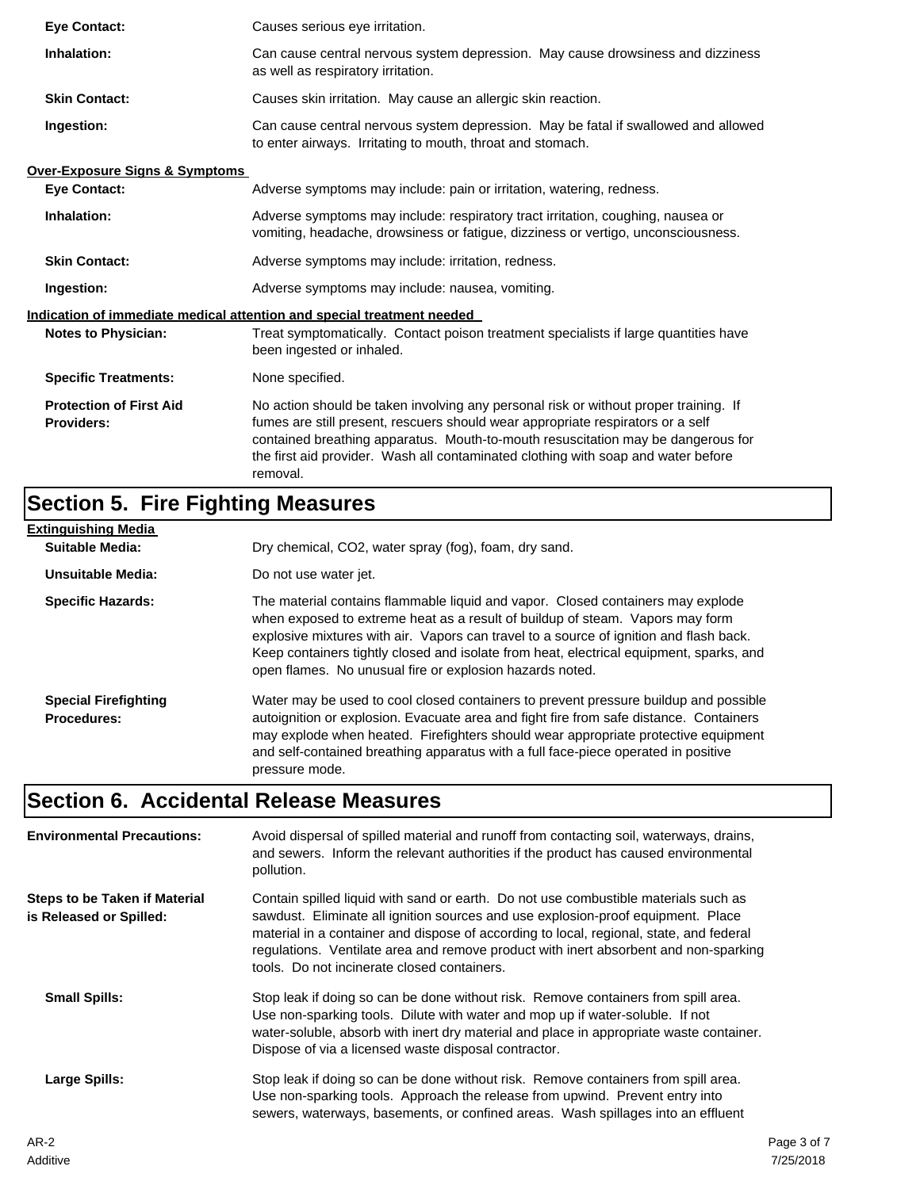**Eye Contact:** Causes serious eye irritation.

**Inhalation:** Can cause central nervous system depression. May cause drowsiness and dizziness as well as respiratory irritation.

**Skin Contact:** Causes skin irritation. May cause an allergic skin reaction.

**Ingestion:** Can cause central nervous system depression. May be fatal if swallowed and allowed to enter airways. Irritating to mouth, throat and stomach.

**Over-Exposure Signs & Symptoms**

**Eye Contact:** Adverse symptoms may include: pain or irritation, watering, redness.

**Inhalation:** Adverse symptoms may include: respiratory tract irritation, coughing, nausea or vomiting, headache, drowsiness or fatigue, dizziness or vertigo, unconsciousness.

**Skin Contact:** Adverse symptoms may include: irritation, redness.

**Ingestion:** Adverse symptoms may include: nausea, vomiting.

**Indication of immediate medical attention and special treatment needed**

**Notes to Physician:** Treat symptomatically. Contact poison treatment specialists if large quantities have been ingested or inhaled.

**Specific Treatments:** None specified.

**Protection of First Aid Providers:** No action should be taken involving any personal risk or without proper training. If fumes are still present, rescuers should wear appropriate respirators or a self contained breathing apparatus. Mouth-to-mouth resuscitation may be dangerous for the first aid provider. Wash all contaminated clothing with soap and water before removal.

## Section 5. Fire Fighting Measures

**Extinguishing Media**

**Suitable Media:** Dry chemical, CO2, water spray (fog), foam, dry sand.

**Unsuitable Media:** Do not use water jet.

**Specific Hazards:** The material contains flammable liquid and vapor. Closed containers may explode when exposed to extreme heat as a result of buildup of steam. Vapors may form explosive mixtures with air. Vapors can travel to a source of ignition and flash back. Keep containers tightly closed and isolate from heat, electrical equipment, sparks, and open flames. No unusual fire or explosion hazards noted.

**Special Firefighting Procedures:** Water may be used to cool closed containers to prevent pressure buildup and possible autoignition or explosion. Evacuate area and fight fire from safe distance. Containers may explode when heated. Firefighters should wear appropriate protective equipment and self-contained breathing apparatus with a full face-piece operated in positive pressure mode.

## Section 6. Accidental Release Measures

**Environmental Precautions:** Avoid dispersal of spilled material and runoff from contacting soil, waterways, drains, and sewers. Inform the relevant authorities if the product has caused environmental pollution.

**Steps to be Taken if Material is Released or Spilled:** Contain spilled liquid with sand or earth. Do not use combustible materials such as sawdust. Eliminate all ignition sources and use explosion-proof equipment. Place material in a container and dispose of according to local, regional, state, and federal regulations. Ventilate area and remove product with inert absorbent and non-sparking tools. Do not incinerate closed containers.

**Small Spills:** Stop leak if doing so can be done without risk. Remove containers from spill area. Use non-sparking tools. Dilute with water and mop up if water-soluble. If not water-soluble, absorb with inert dry material and place in appropriate waste container. Dispose of via a licensed waste disposal contractor.

**Large Spills:** Stop leak if doing so can be done without risk. Remove containers from spill area. Use non-sparking tools. Approach the release from upwind. Prevent entry into sewers, waterways, basements, or confined areas. Wash spillages into an effluent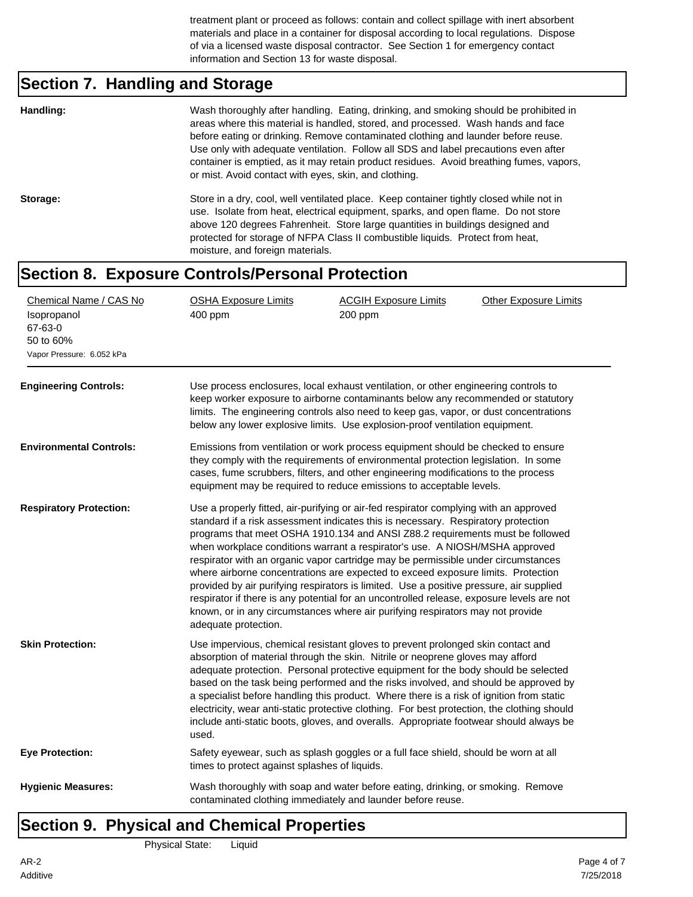treatment plant or proceed as follows: contain and collect spillage with inert absorbent materials and place in a container for disposal according to local regulations. Dispose of via a licensed waste disposal contractor. See Section 1 for emergency contact information and Section 13 for waste disposal.

## Section 7. Handling and Storage

**Handling:** Wash thoroughly after handling. Eating, drinking, and smoking should be prohibited in areas where this material is handled, stored, and processed. Wash hands and face before eating or drinking. Remove contaminated clothing and launder before reuse. Use only with adequate ventilation. Follow all SDS and label precautions even after container is emptied, as it may retain product residues. Avoid breathing fumes, vapors, or mist. Avoid contact with eyes, skin, and clothing.

**Storage:** Store in a dry, cool, well ventilated place. Keep container tightly closed while not in use. Isolate from heat, electrical equipment, sparks, and open flame. Do not store above 120 degrees Fahrenheit. Store large quantities in buildings designed and protected for storage of NFPA Class II combustible liquids. Protect from heat, moisture, and foreign materials.

## Section 8. Exposure Controls/Personal Protection

| Chemical Name / CAS No | OSHA Exposure Limits | ACGIH Exposure Limits | Other Exposure Limits |
|---|---|---|---|
| Isopropanol<br>67-63-0<br>50 to 60%<br>Vapor Pressure: 6.052 kPa | 400 ppm | 200 ppm | |

**Engineering Controls:** Use process enclosures, local exhaust ventilation, or other engineering controls to keep worker exposure to airborne contaminants below any recommended or statutory limits. The engineering controls also need to keep gas, vapor, or dust concentrations below any lower explosive limits. Use explosion-proof ventilation equipment.

**Environmental Controls:** Emissions from ventilation or work process equipment should be checked to ensure they comply with the requirements of environmental protection legislation. In some cases, fume scrubbers, filters, and other engineering modifications to the process equipment may be required to reduce emissions to acceptable levels.

**Respiratory Protection:** Use a properly fitted, air-purifying or air-fed respirator complying with an approved standard if a risk assessment indicates this is necessary. Respiratory protection programs that meet OSHA 1910.134 and ANSI Z88.2 requirements must be followed when workplace conditions warrant a respirator's use. A NIOSH/MSHA approved respirator with an organic vapor cartridge may be permissible under circumstances where airborne concentrations are expected to exceed exposure limits. Protection provided by air purifying respirators is limited. Use a positive pressure, air supplied respirator if there is any potential for an uncontrolled release, exposure levels are not known, or in any circumstances where air purifying respirators may not provide adequate protection.

**Skin Protection:** Use impervious, chemical resistant gloves to prevent prolonged skin contact and absorption of material through the skin. Nitrile or neoprene gloves may afford adequate protection. Personal protective equipment for the body should be selected based on the task being performed and the risks involved, and should be approved by a specialist before handling this product. Where there is a risk of ignition from static electricity, wear anti-static protective clothing. For best protection, the clothing should include anti-static boots, gloves, and overalls. Appropriate footwear should always be used.

**Eye Protection:** Safety eyewear, such as splash goggles or a full face shield, should be worn at all times to protect against splashes of liquids.

**Hygienic Measures:** Wash thoroughly with soap and water before eating, drinking, or smoking. Remove contaminated clothing immediately and launder before reuse.

## Section 9. Physical and Chemical Properties

Physical State: Liquid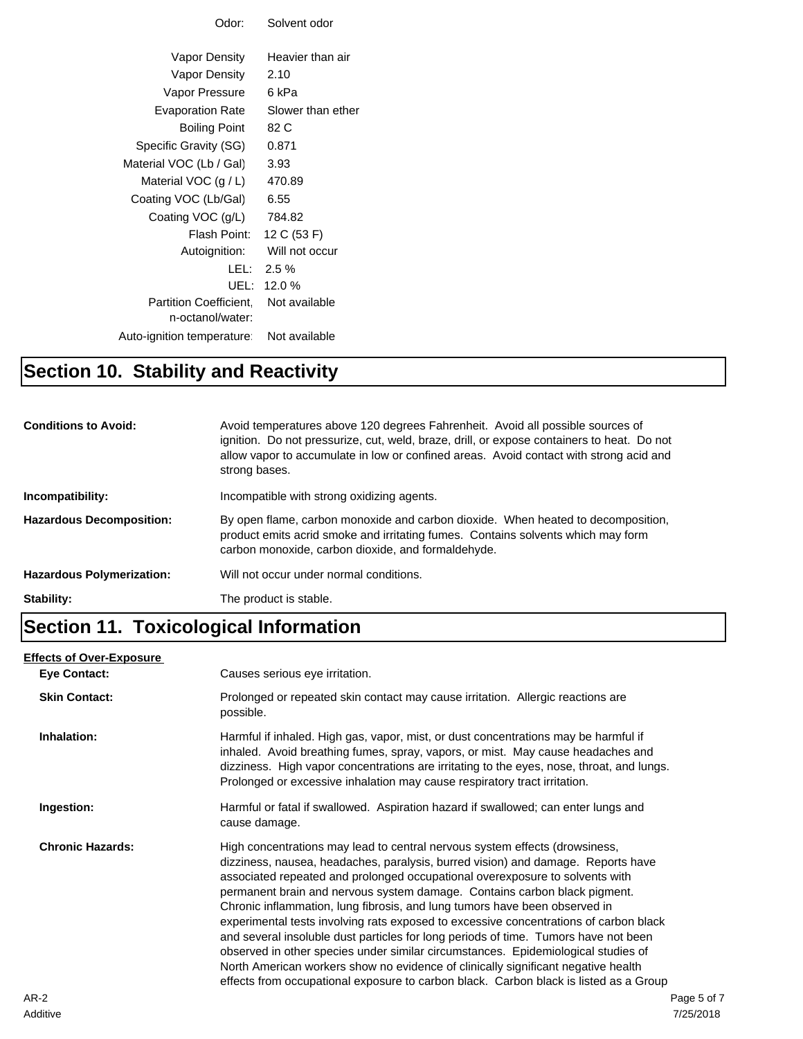| Property | Value |
| --- | --- |
| Odor: | Solvent odor |
| Vapor Density | Heavier than air |
| Vapor Density | 2.10 |
| Vapor Pressure | 6 kPa |
| Evaporation Rate | Slower than ether |
| Boiling Point | 82 C |
| Specific Gravity (SG) | 0.871 |
| Material VOC (Lb / Gal) | 3.93 |
| Material VOC (g / L) | 470.89 |
| Coating VOC (Lb/Gal) | 6.55 |
| Coating VOC (g/L) | 784.82 |
| Flash Point: | 12 C (53 F) |
| Autoignition: | Will not occur |
| LEL: | 2.5 % |
| UEL: | 12.0 % |
| Partition Coefficient, n-octanol/water: | Not available |
| Auto-ignition temperature: | Not available |

# Section 10. Stability and Reactivity

**Conditions to Avoid:** Avoid temperatures above 120 degrees Fahrenheit. Avoid all possible sources of ignition. Do not pressurize, cut, weld, braze, drill, or expose containers to heat. Do not allow vapor to accumulate in low or confined areas. Avoid contact with strong acid and strong bases.

**Incompatibility:** Incompatible with strong oxidizing agents.

**Hazardous Decomposition:** By open flame, carbon monoxide and carbon dioxide. When heated to decomposition, product emits acrid smoke and irritating fumes. Contains solvents which may form carbon monoxide, carbon dioxide, and formaldehyde.

**Hazardous Polymerization:** Will not occur under normal conditions.

**Stability:** The product is stable.

# Section 11. Toxicological Information

**Effects of Over-Exposure**

**Eye Contact:** Causes serious eye irritation.

**Skin Contact:** Prolonged or repeated skin contact may cause irritation. Allergic reactions are possible.

**Inhalation:** Harmful if inhaled. High gas, vapor, mist, or dust concentrations may be harmful if inhaled. Avoid breathing fumes, spray, vapors, or mist. May cause headaches and dizziness. High vapor concentrations are irritating to the eyes, nose, throat, and lungs. Prolonged or excessive inhalation may cause respiratory tract irritation.

**Ingestion:** Harmful or fatal if swallowed. Aspiration hazard if swallowed; can enter lungs and cause damage.

**Chronic Hazards:** High concentrations may lead to central nervous system effects (drowsiness, dizziness, nausea, headaches, paralysis, burred vision) and damage. Reports have associated repeated and prolonged occupational overexposure to solvents with permanent brain and nervous system damage. Contains carbon black pigment. Chronic inflammation, lung fibrosis, and lung tumors have been observed in experimental tests involving rats exposed to excessive concentrations of carbon black and several insoluble dust particles for long periods of time. Tumors have not been observed in other species under similar circumstances. Epidemiological studies of North American workers show no evidence of clinically significant negative health effects from occupational exposure to carbon black. Carbon black is listed as a Group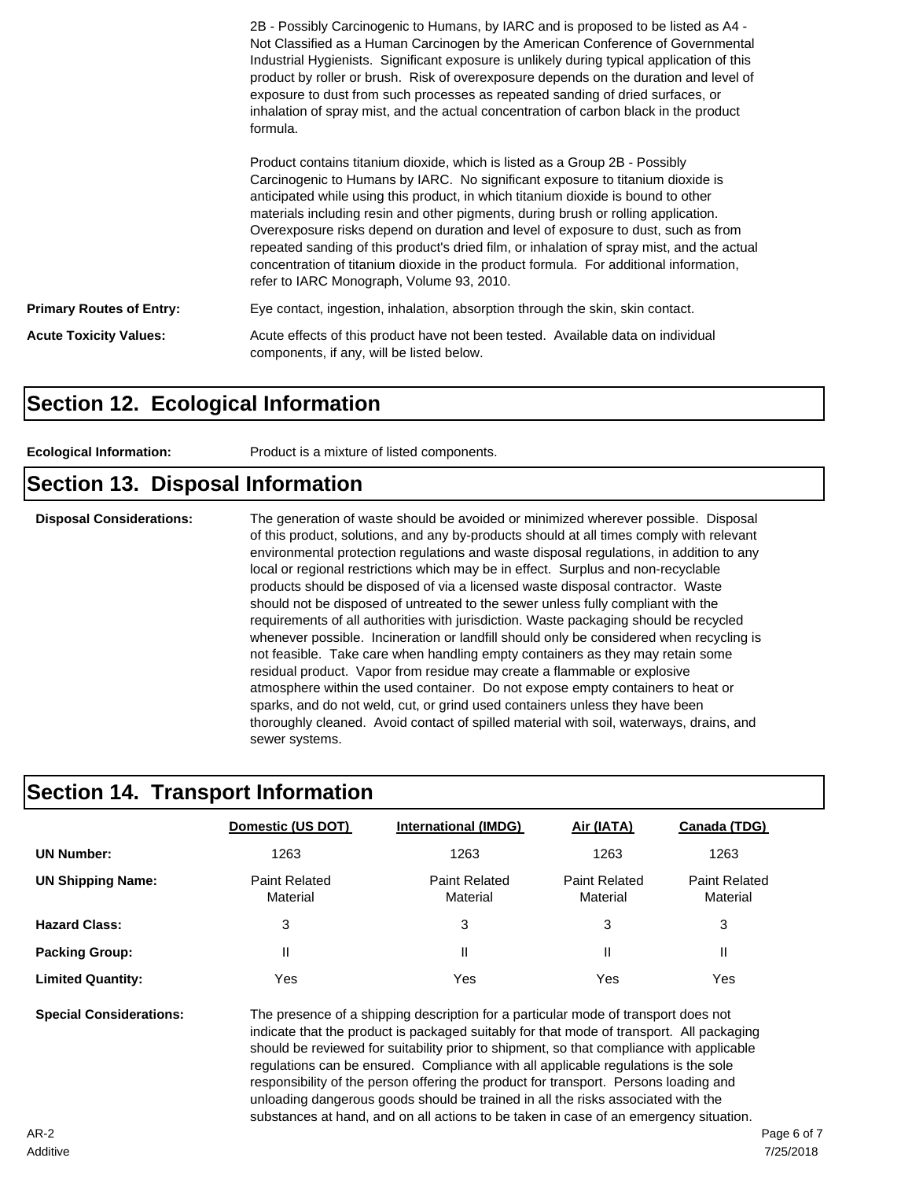2B - Possibly Carcinogenic to Humans, by IARC and is proposed to be listed as A4 - Not Classified as a Human Carcinogen by the American Conference of Governmental Industrial Hygienists. Significant exposure is unlikely during typical application of this product by roller or brush. Risk of overexposure depends on the duration and level of exposure to dust from such processes as repeated sanding of dried surfaces, or inhalation of spray mist, and the actual concentration of carbon black in the product formula.

Product contains titanium dioxide, which is listed as a Group 2B - Possibly Carcinogenic to Humans by IARC. No significant exposure to titanium dioxide is anticipated while using this product, in which titanium dioxide is bound to other materials including resin and other pigments, during brush or rolling application. Overexposure risks depend on duration and level of exposure to dust, such as from repeated sanding of this product's dried film, or inhalation of spray mist, and the actual concentration of titanium dioxide in the product formula. For additional information, refer to IARC Monograph, Volume 93, 2010.

**Primary Routes of Entry:** Eye contact, ingestion, inhalation, absorption through the skin, skin contact.

**Acute Toxicity Values:** Acute effects of this product have not been tested. Available data on individual components, if any, will be listed below.

## Section 12. Ecological Information

**Ecological Information:** Product is a mixture of listed components.

## Section 13. Disposal Information

**Disposal Considerations:** The generation of waste should be avoided or minimized wherever possible. Disposal of this product, solutions, and any by-products should at all times comply with relevant environmental protection regulations and waste disposal regulations, in addition to any local or regional restrictions which may be in effect. Surplus and non-recyclable products should be disposed of via a licensed waste disposal contractor. Waste should not be disposed of untreated to the sewer unless fully compliant with the requirements of all authorities with jurisdiction. Waste packaging should be recycled whenever possible. Incineration or landfill should only be considered when recycling is not feasible. Take care when handling empty containers as they may retain some residual product. Vapor from residue may create a flammable or explosive atmosphere within the used container. Do not expose empty containers to heat or sparks, and do not weld, cut, or grind used containers unless they have been thoroughly cleaned. Avoid contact of spilled material with soil, waterways, drains, and sewer systems.

## Section 14. Transport Information

| | Domestic (US DOT) | International (IMDG) | Air (IATA) | Canada (TDG) |
|---|---|---|---|---|
| **UN Number:** | 1263 | 1263 | 1263 | 1263 |
| **UN Shipping Name:** | Paint Related Material | Paint Related Material | Paint Related Material | Paint Related Material |
| **Hazard Class:** | 3 | 3 | 3 | 3 |
| **Packing Group:** | II | II | II | II |
| **Limited Quantity:** | Yes | Yes | Yes | Yes |

**Special Considerations:** The presence of a shipping description for a particular mode of transport does not indicate that the product is packaged suitably for that mode of transport. All packaging should be reviewed for suitability prior to shipment, so that compliance with applicable regulations can be ensured. Compliance with all applicable regulations is the sole responsibility of the person offering the product for transport. Persons loading and unloading dangerous goods should be trained in all the risks associated with the substances at hand, and on all actions to be taken in case of an emergency situation.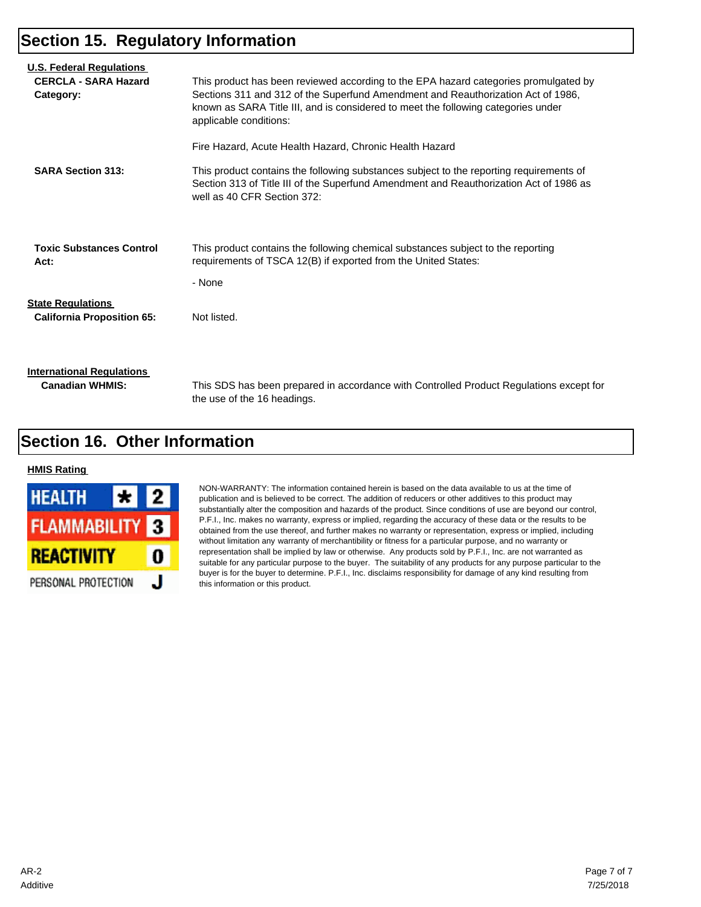## Section 15. Regulatory Information

**U.S. Federal Regulations**

**CERCLA - SARA Hazard Category:** This product has been reviewed according to the EPA hazard categories promulgated by Sections 311 and 312 of the Superfund Amendment and Reauthorization Act of 1986, known as SARA Title III, and is considered to meet the following categories under applicable conditions:

Fire Hazard, Acute Health Hazard, Chronic Health Hazard

**SARA Section 313:** This product contains the following substances subject to the reporting requirements of Section 313 of Title III of the Superfund Amendment and Reauthorization Act of 1986 as well as 40 CFR Section 372:

**Toxic Substances Control Act:** This product contains the following chemical substances subject to the reporting requirements of TSCA 12(B) if exported from the United States:

- None

**State Regulations**

**California Proposition 65:** Not listed.

**International Regulations**

**Canadian WHMIS:** This SDS has been prepared in accordance with Controlled Product Regulations except for the use of the 16 headings.

## Section 16. Other Information

**HMIS Rating**

| | | |
|---|---|---|
| HEALTH | * | 2 |
| FLAMMABILITY | | 3 |
| REACTIVITY | | 0 |
| PERSONAL PROTECTION | | J |

NON-WARRANTY: The information contained herein is based on the data available to us at the time of publication and is believed to be correct. The addition of reducers or other additives to this product may substantially alter the composition and hazards of the product. Since conditions of use are beyond our control, P.F.I., Inc. makes no warranty, express or implied, regarding the accuracy of these data or the results to be obtained from the use thereof, and further makes no warranty or representation, express or implied, including without limitation any warranty of merchantibility or fitness for a particular purpose, and no warranty or representation shall be implied by law or otherwise. Any products sold by P.F.I., Inc. are not warranted as suitable for any particular purpose to the buyer. The suitability of any products for any purpose particular to the buyer is for the buyer to determine. P.F.I., Inc. disclaims responsibility for damage of any kind resulting from this information or this product.

AR-2
Additive

7/25/2018